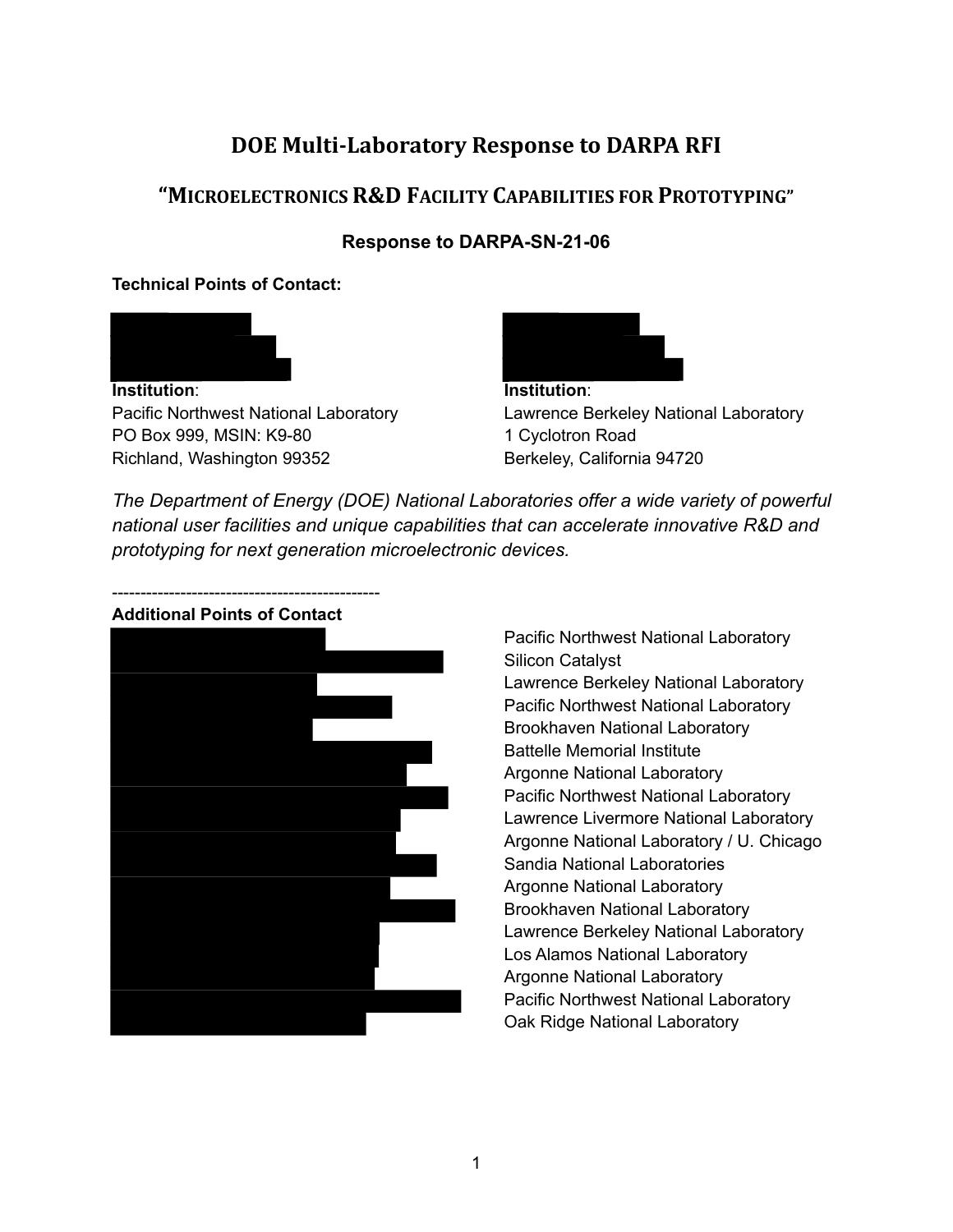# DOE Multi-Laboratory Response to DARPA RFI

## "MICROELECTRONICS R&D FACILITY CAPABILITIES FOR PROTOTYPING"

### Response to DARPA-SN-21-06

**Technical Points of Contact:**

**Institution**:
Pacific Northwest National Laboratory
PO Box 999, MSIN: K9-80
Richland, Washington 99352

**Institution**:
Lawrence Berkeley National Laboratory
1 Cyclotron Road
Berkeley, California 94720

*The Department of Energy (DOE) National Laboratories offer a wide variety of powerful national user facilities and unique capabilities that can accelerate innovative R&D and prototyping for next generation microelectronic devices.*

----------------------------------------------

**Additional Points of Contact**

Pacific Northwest National Laboratory
Silicon Catalyst
Lawrence Berkeley National Laboratory
Pacific Northwest National Laboratory
Brookhaven National Laboratory
Battelle Memorial Institute
Argonne National Laboratory
Pacific Northwest National Laboratory
Lawrence Livermore National Laboratory
Argonne National Laboratory / U. Chicago
Sandia National Laboratories
Argonne National Laboratory
Brookhaven National Laboratory
Lawrence Berkeley National Laboratory
Los Alamos National Laboratory
Argonne National Laboratory
Pacific Northwest National Laboratory
Oak Ridge National Laboratory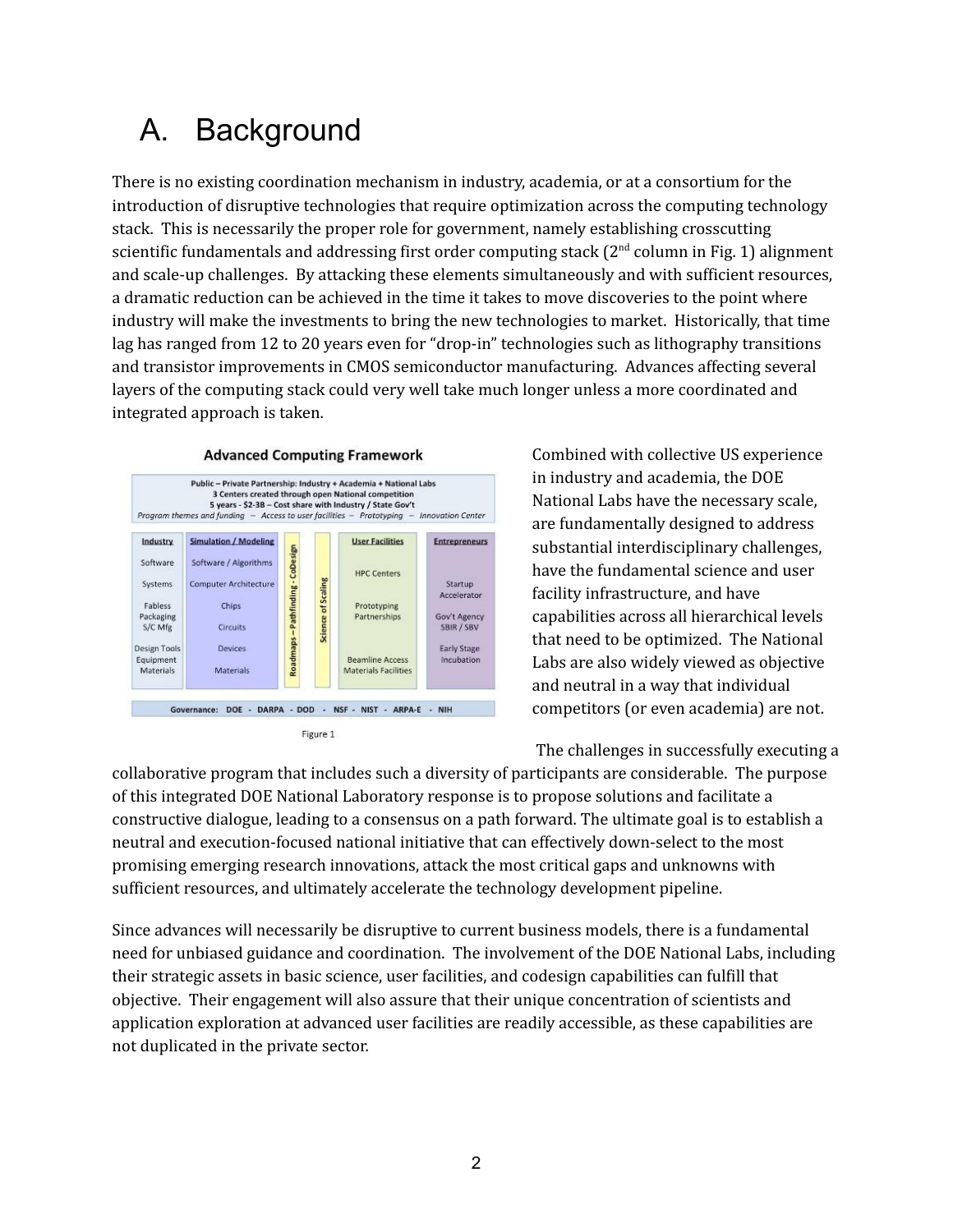# A. Background

There is no existing coordination mechanism in industry, academia, or at a consortium for the introduction of disruptive technologies that require optimization across the computing technology stack. This is necessarily the proper role for government, namely establishing crosscutting scientific fundamentals and addressing first order computing stack (2nd column in Fig. 1) alignment and scale-up challenges. By attacking these elements simultaneously and with sufficient resources, a dramatic reduction can be achieved in the time it takes to move discoveries to the point where industry will make the investments to bring the new technologies to market. Historically, that time lag has ranged from 12 to 20 years even for "drop-in" technologies such as lithography transitions and transistor improvements in CMOS semiconductor manufacturing. Advances affecting several layers of the computing stack could very well take much longer unless a more coordinated and integrated approach is taken.

**Advanced Computing Framework**

Figure 1

Combined with collective US experience in industry and academia, the DOE National Labs have the necessary scale, are fundamentally designed to address substantial interdisciplinary challenges, have the fundamental science and user facility infrastructure, and have capabilities across all hierarchical levels that need to be optimized. The National Labs are also widely viewed as objective and neutral in a way that individual competitors (or even academia) are not.

The challenges in successfully executing a collaborative program that includes such a diversity of participants are considerable. The purpose of this integrated DOE National Laboratory response is to propose solutions and facilitate a constructive dialogue, leading to a consensus on a path forward. The ultimate goal is to establish a neutral and execution-focused national initiative that can effectively down-select to the most promising emerging research innovations, attack the most critical gaps and unknowns with sufficient resources, and ultimately accelerate the technology development pipeline.

Since advances will necessarily be disruptive to current business models, there is a fundamental need for unbiased guidance and coordination. The involvement of the DOE National Labs, including their strategic assets in basic science, user facilities, and codesign capabilities can fulfill that objective. Their engagement will also assure that their unique concentration of scientists and application exploration at advanced user facilities are readily accessible, as these capabilities are not duplicated in the private sector.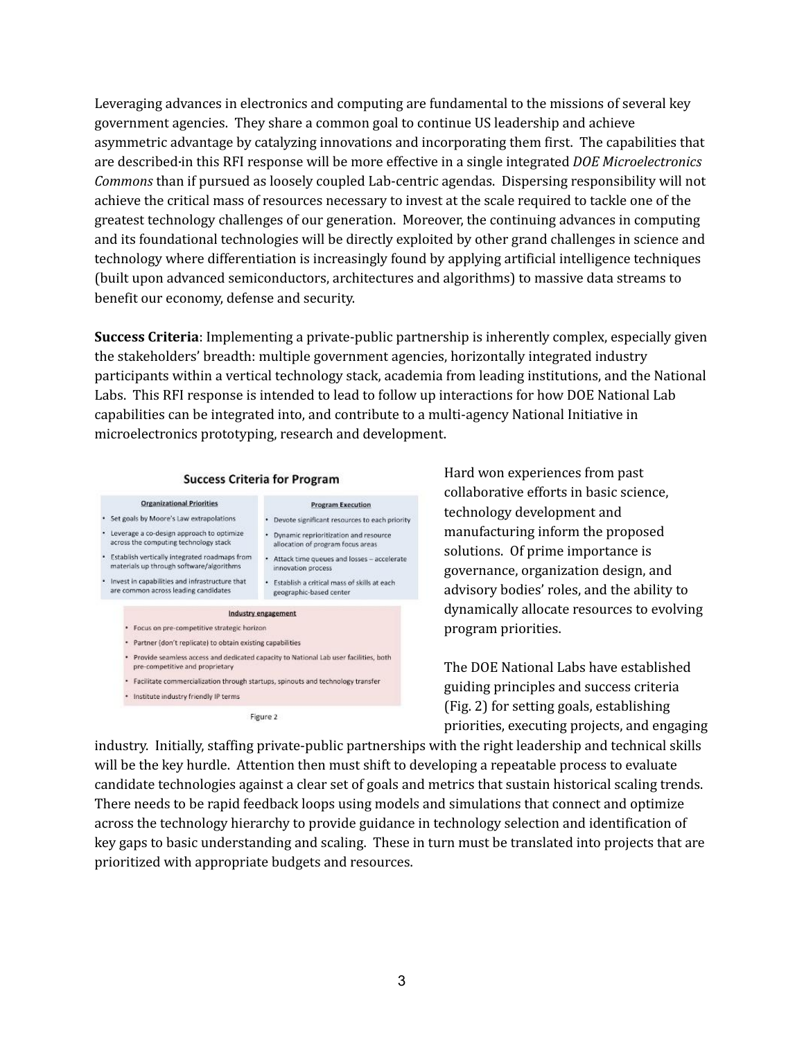Leveraging advances in electronics and computing are fundamental to the missions of several key government agencies. They share a common goal to continue US leadership and achieve asymmetric advantage by catalyzing innovations and incorporating them first. The capabilities that are described in this RFI response will be more effective in a single integrated *DOE Microelectronics Commons* than if pursued as loosely coupled Lab-centric agendas. Dispersing responsibility will not achieve the critical mass of resources necessary to invest at the scale required to tackle one of the greatest technology challenges of our generation. Moreover, the continuing advances in computing and its foundational technologies will be directly exploited by other grand challenges in science and technology where differentiation is increasingly found by applying artificial intelligence techniques (built upon advanced semiconductors, architectures and algorithms) to massive data streams to benefit our economy, defense and security.

**Success Criteria**: Implementing a private-public partnership is inherently complex, especially given the stakeholders' breadth: multiple government agencies, horizontally integrated industry participants within a vertical technology stack, academia from leading institutions, and the National Labs. This RFI response is intended to lead to follow up interactions for how DOE National Lab capabilities can be integrated into, and contribute to a multi-agency National Initiative in microelectronics prototyping, research and development.

**Success Criteria for Program**

| Organizational Priorities | Program Execution |
| --- | --- |
| • Set goals by Moore's Law extrapolations | • Devote significant resources to each priority |
| • Leverage a co-design approach to optimize across the computing technology stack | • Dynamic reprioritization and resource allocation of program focus areas |
| • Establish vertically integrated roadmaps from materials up through software/algorithms | • Attack time queues and losses – accelerate innovation process |
| • Invest in capabilities and infrastructure that are common across leading candidates | • Establish a critical mass of skills at each geographic-based center |

**Industry engagement**

- Focus on pre-competitive strategic horizon
- Partner (don't replicate) to obtain existing capabilities
- Provide seamless access and dedicated capacity to National Lab user facilities, both pre-competitive and proprietary
- Facilitate commercialization through startups, spinouts and technology transfer
- Institute industry friendly IP terms

Figure 2

Hard won experiences from past collaborative efforts in basic science, technology development and manufacturing inform the proposed solutions. Of prime importance is governance, organization design, and advisory bodies' roles, and the ability to dynamically allocate resources to evolving program priorities.

The DOE National Labs have established guiding principles and success criteria (Fig. 2) for setting goals, establishing priorities, executing projects, and engaging industry. Initially, staffing private-public partnerships with the right leadership and technical skills will be the key hurdle. Attention then must shift to developing a repeatable process to evaluate candidate technologies against a clear set of goals and metrics that sustain historical scaling trends. There needs to be rapid feedback loops using models and simulations that connect and optimize across the technology hierarchy to provide guidance in technology selection and identification of key gaps to basic understanding and scaling. These in turn must be translated into projects that are prioritized with appropriate budgets and resources.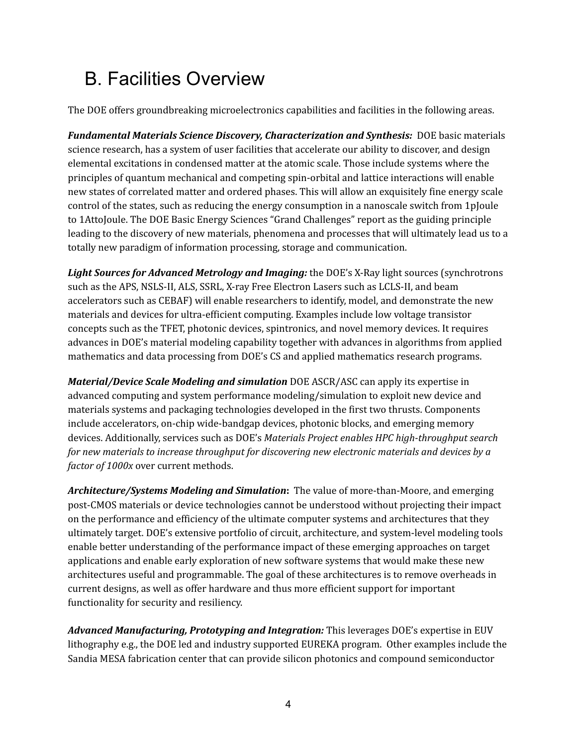# B. Facilities Overview

The DOE offers groundbreaking microelectronics capabilities and facilities in the following areas.

***Fundamental Materials Science Discovery, Characterization and Synthesis:*** DOE basic materials science research, has a system of user facilities that accelerate our ability to discover, and design elemental excitations in condensed matter at the atomic scale. Those include systems where the principles of quantum mechanical and competing spin-orbital and lattice interactions will enable new states of correlated matter and ordered phases. This will allow an exquisitely fine energy scale control of the states, such as reducing the energy consumption in a nanoscale switch from 1pJoule to 1AttoJoule. The DOE Basic Energy Sciences "Grand Challenges" report as the guiding principle leading to the discovery of new materials, phenomena and processes that will ultimately lead us to a totally new paradigm of information processing, storage and communication.

***Light Sources for Advanced Metrology and Imaging:*** the DOE's X-Ray light sources (synchrotrons such as the APS, NSLS-II, ALS, SSRL, X-ray Free Electron Lasers such as LCLS-II, and beam accelerators such as CEBAF) will enable researchers to identify, model, and demonstrate the new materials and devices for ultra-efficient computing. Examples include low voltage transistor concepts such as the TFET, photonic devices, spintronics, and novel memory devices. It requires advances in DOE's material modeling capability together with advances in algorithms from applied mathematics and data processing from DOE's CS and applied mathematics research programs.

***Material/Device Scale Modeling and simulation*** DOE ASCR/ASC can apply its expertise in advanced computing and system performance modeling/simulation to exploit new device and materials systems and packaging technologies developed in the first two thrusts. Components include accelerators, on-chip wide-bandgap devices, photonic blocks, and emerging memory devices. Additionally, services such as DOE's *Materials Project enables HPC high-throughput search for new materials to increase throughput for discovering new electronic materials and devices by a factor of 1000x* over current methods.

***Architecture/Systems Modeling and Simulation*:** The value of more-than-Moore, and emerging post-CMOS materials or device technologies cannot be understood without projecting their impact on the performance and efficiency of the ultimate computer systems and architectures that they ultimately target. DOE's extensive portfolio of circuit, architecture, and system-level modeling tools enable better understanding of the performance impact of these emerging approaches on target applications and enable early exploration of new software systems that would make these new architectures useful and programmable. The goal of these architectures is to remove overheads in current designs, as well as offer hardware and thus more efficient support for important functionality for security and resiliency.

***Advanced Manufacturing, Prototyping and Integration:*** This leverages DOE's expertise in EUV lithography e.g., the DOE led and industry supported EUREKA program. Other examples include the Sandia MESA fabrication center that can provide silicon photonics and compound semiconductor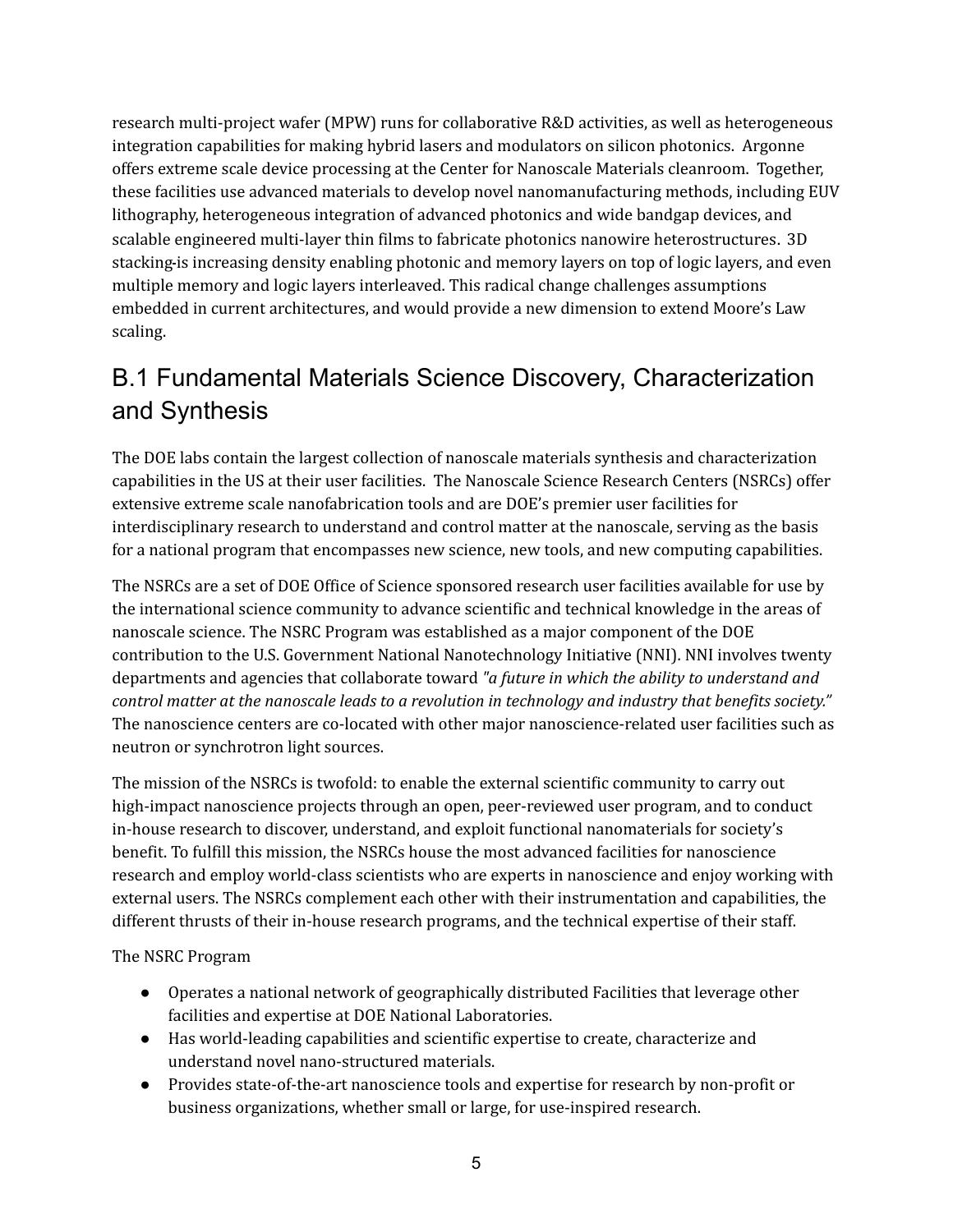research multi-project wafer (MPW) runs for collaborative R&D activities, as well as heterogeneous integration capabilities for making hybrid lasers and modulators on silicon photonics. Argonne offers extreme scale device processing at the Center for Nanoscale Materials cleanroom. Together, these facilities use advanced materials to develop novel nanomanufacturing methods, including EUV lithography, heterogeneous integration of advanced photonics and wide bandgap devices, and scalable engineered multi-layer thin films to fabricate photonics nanowire heterostructures. 3D stacking is increasing density enabling photonic and memory layers on top of logic layers, and even multiple memory and logic layers interleaved. This radical change challenges assumptions embedded in current architectures, and would provide a new dimension to extend Moore's Law scaling.

## B.1 Fundamental Materials Science Discovery, Characterization and Synthesis

The DOE labs contain the largest collection of nanoscale materials synthesis and characterization capabilities in the US at their user facilities. The Nanoscale Science Research Centers (NSRCs) offer extensive extreme scale nanofabrication tools and are DOE's premier user facilities for interdisciplinary research to understand and control matter at the nanoscale, serving as the basis for a national program that encompasses new science, new tools, and new computing capabilities.

The NSRCs are a set of DOE Office of Science sponsored research user facilities available for use by the international science community to advance scientific and technical knowledge in the areas of nanoscale science. The NSRC Program was established as a major component of the DOE contribution to the U.S. Government National Nanotechnology Initiative (NNI). NNI involves twenty departments and agencies that collaborate toward *"a future in which the ability to understand and control matter at the nanoscale leads to a revolution in technology and industry that benefits society."* The nanoscience centers are co-located with other major nanoscience-related user facilities such as neutron or synchrotron light sources.

The mission of the NSRCs is twofold: to enable the external scientific community to carry out high-impact nanoscience projects through an open, peer-reviewed user program, and to conduct in-house research to discover, understand, and exploit functional nanomaterials for society's benefit. To fulfill this mission, the NSRCs house the most advanced facilities for nanoscience research and employ world-class scientists who are experts in nanoscience and enjoy working with external users. The NSRCs complement each other with their instrumentation and capabilities, the different thrusts of their in-house research programs, and the technical expertise of their staff.

The NSRC Program

- Operates a national network of geographically distributed Facilities that leverage other facilities and expertise at DOE National Laboratories.
- Has world-leading capabilities and scientific expertise to create, characterize and understand novel nano-structured materials.
- Provides state-of-the-art nanoscience tools and expertise for research by non-profit or business organizations, whether small or large, for use-inspired research.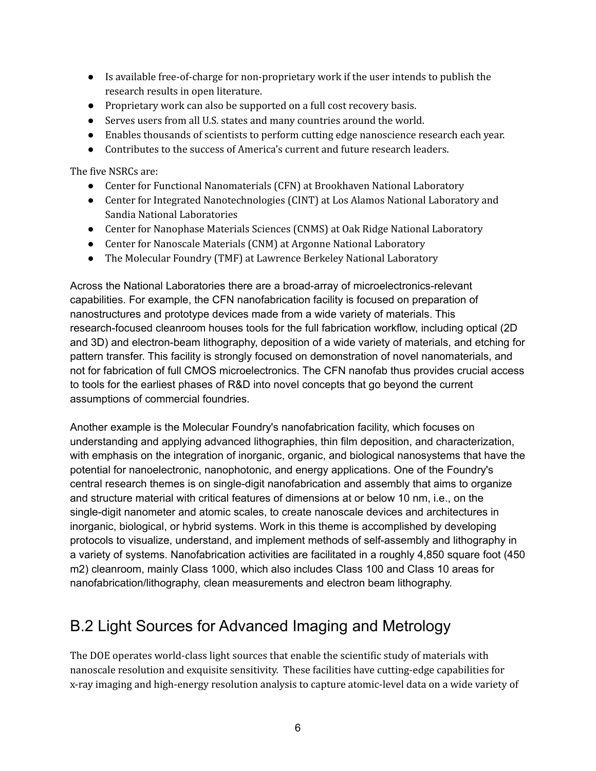- Is available free-of-charge for non-proprietary work if the user intends to publish the research results in open literature.
- Proprietary work can also be supported on a full cost recovery basis.
- Serves users from all U.S. states and many countries around the world.
- Enables thousands of scientists to perform cutting edge nanoscience research each year.
- Contributes to the success of America's current and future research leaders.

The five NSRCs are:

- Center for Functional Nanomaterials (CFN) at Brookhaven National Laboratory
- Center for Integrated Nanotechnologies (CINT) at Los Alamos National Laboratory and Sandia National Laboratories
- Center for Nanophase Materials Sciences (CNMS) at Oak Ridge National Laboratory
- Center for Nanoscale Materials (CNM) at Argonne National Laboratory
- The Molecular Foundry (TMF) at Lawrence Berkeley National Laboratory

Across the National Laboratories there are a broad-array of microelectronics-relevant capabilities. For example, the CFN nanofabrication facility is focused on preparation of nanostructures and prototype devices made from a wide variety of materials. This research-focused cleanroom houses tools for the full fabrication workflow, including optical (2D and 3D) and electron-beam lithography, deposition of a wide variety of materials, and etching for pattern transfer. This facility is strongly focused on demonstration of novel nanomaterials, and not for fabrication of full CMOS microelectronics. The CFN nanofab thus provides crucial access to tools for the earliest phases of R&D into novel concepts that go beyond the current assumptions of commercial foundries.

Another example is the Molecular Foundry's nanofabrication facility, which focuses on understanding and applying advanced lithographies, thin film deposition, and characterization, with emphasis on the integration of inorganic, organic, and biological nanosystems that have the potential for nanoelectronic, nanophotonic, and energy applications. One of the Foundry's central research themes is on single-digit nanofabrication and assembly that aims to organize and structure material with critical features of dimensions at or below 10 nm, i.e., on the single-digit nanometer and atomic scales, to create nanoscale devices and architectures in inorganic, biological, or hybrid systems. Work in this theme is accomplished by developing protocols to visualize, understand, and implement methods of self-assembly and lithography in a variety of systems. Nanofabrication activities are facilitated in a roughly 4,850 square foot (450 m2) cleanroom, mainly Class 1000, which also includes Class 100 and Class 10 areas for nanofabrication/lithography, clean measurements and electron beam lithography.

## B.2 Light Sources for Advanced Imaging and Metrology

The DOE operates world-class light sources that enable the scientific study of materials with nanoscale resolution and exquisite sensitivity. These facilities have cutting-edge capabilities for x-ray imaging and high-energy resolution analysis to capture atomic-level data on a wide variety of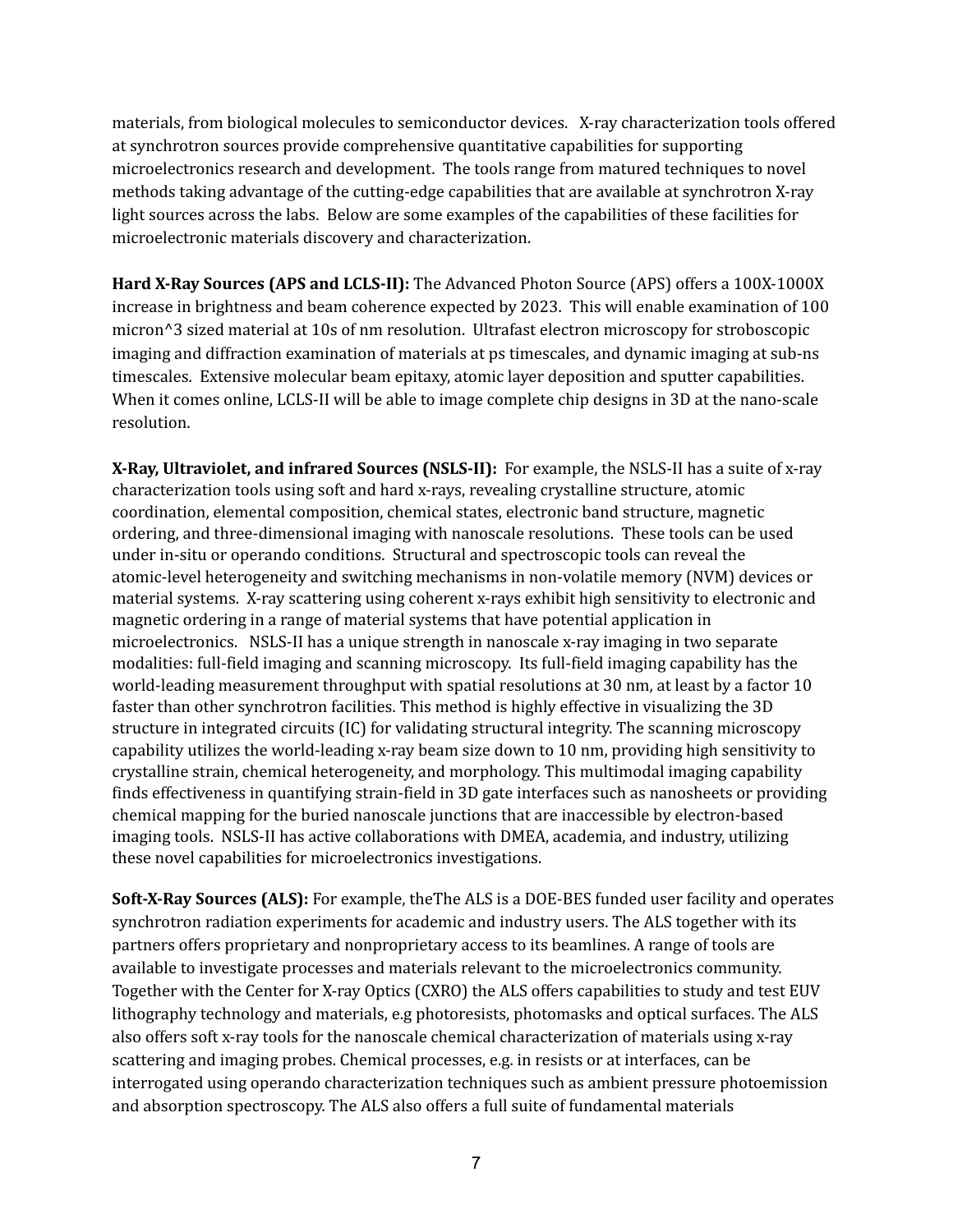materials, from biological molecules to semiconductor devices.  X-ray characterization tools offered at synchrotron sources provide comprehensive quantitative capabilities for supporting microelectronics research and development.  The tools range from matured techniques to novel methods taking advantage of the cutting-edge capabilities that are available at synchrotron X-ray light sources across the labs.  Below are some examples of the capabilities of these facilities for microelectronic materials discovery and characterization.

**Hard X-Ray Sources (APS and LCLS-II):** The Advanced Photon Source (APS) offers a 100X-1000X increase in brightness and beam coherence expected by 2023.  This will enable examination of 100 micron^3 sized material at 10s of nm resolution.  Ultrafast electron microscopy for stroboscopic imaging and diffraction examination of materials at ps timescales, and dynamic imaging at sub-ns timescales.  Extensive molecular beam epitaxy, atomic layer deposition and sputter capabilities.  When it comes online, LCLS-II will be able to image complete chip designs in 3D at the nano-scale resolution.

**X-Ray, Ultraviolet, and infrared Sources (NSLS-II):** For example, the NSLS-II has a suite of x-ray characterization tools using soft and hard x-rays, revealing crystalline structure, atomic coordination, elemental composition, chemical states, electronic band structure, magnetic ordering, and three-dimensional imaging with nanoscale resolutions.  These tools can be used under in-situ or operando conditions.  Structural and spectroscopic tools can reveal the atomic-level heterogeneity and switching mechanisms in non-volatile memory (NVM) devices or material systems.  X-ray scattering using coherent x-rays exhibit high sensitivity to electronic and magnetic ordering in a range of material systems that have potential application in microelectronics.  NSLS-II has a unique strength in nanoscale x-ray imaging in two separate modalities: full-field imaging and scanning microscopy.  Its full-field imaging capability has the world-leading measurement throughput with spatial resolutions at 30 nm, at least by a factor 10 faster than other synchrotron facilities. This method is highly effective in visualizing the 3D structure in integrated circuits (IC) for validating structural integrity. The scanning microscopy capability utilizes the world-leading x-ray beam size down to 10 nm, providing high sensitivity to crystalline strain, chemical heterogeneity, and morphology. This multimodal imaging capability finds effectiveness in quantifying strain-field in 3D gate interfaces such as nanosheets or providing chemical mapping for the buried nanoscale junctions that are inaccessible by electron-based imaging tools.  NSLS-II has active collaborations with DMEA, academia, and industry, utilizing these novel capabilities for microelectronics investigations.

**Soft-X-Ray Sources (ALS):** For example, theThe ALS is a DOE-BES funded user facility and operates synchrotron radiation experiments for academic and industry users. The ALS together with its partners offers proprietary and nonproprietary access to its beamlines. A range of tools are available to investigate processes and materials relevant to the microelectronics community. Together with the Center for X-ray Optics (CXRO) the ALS offers capabilities to study and test EUV lithography technology and materials, e.g photoresists, photomasks and optical surfaces. The ALS also offers soft x-ray tools for the nanoscale chemical characterization of materials using x-ray scattering and imaging probes. Chemical processes, e.g. in resists or at interfaces, can be interrogated using operando characterization techniques such as ambient pressure photoemission and absorption spectroscopy. The ALS also offers a full suite of fundamental materials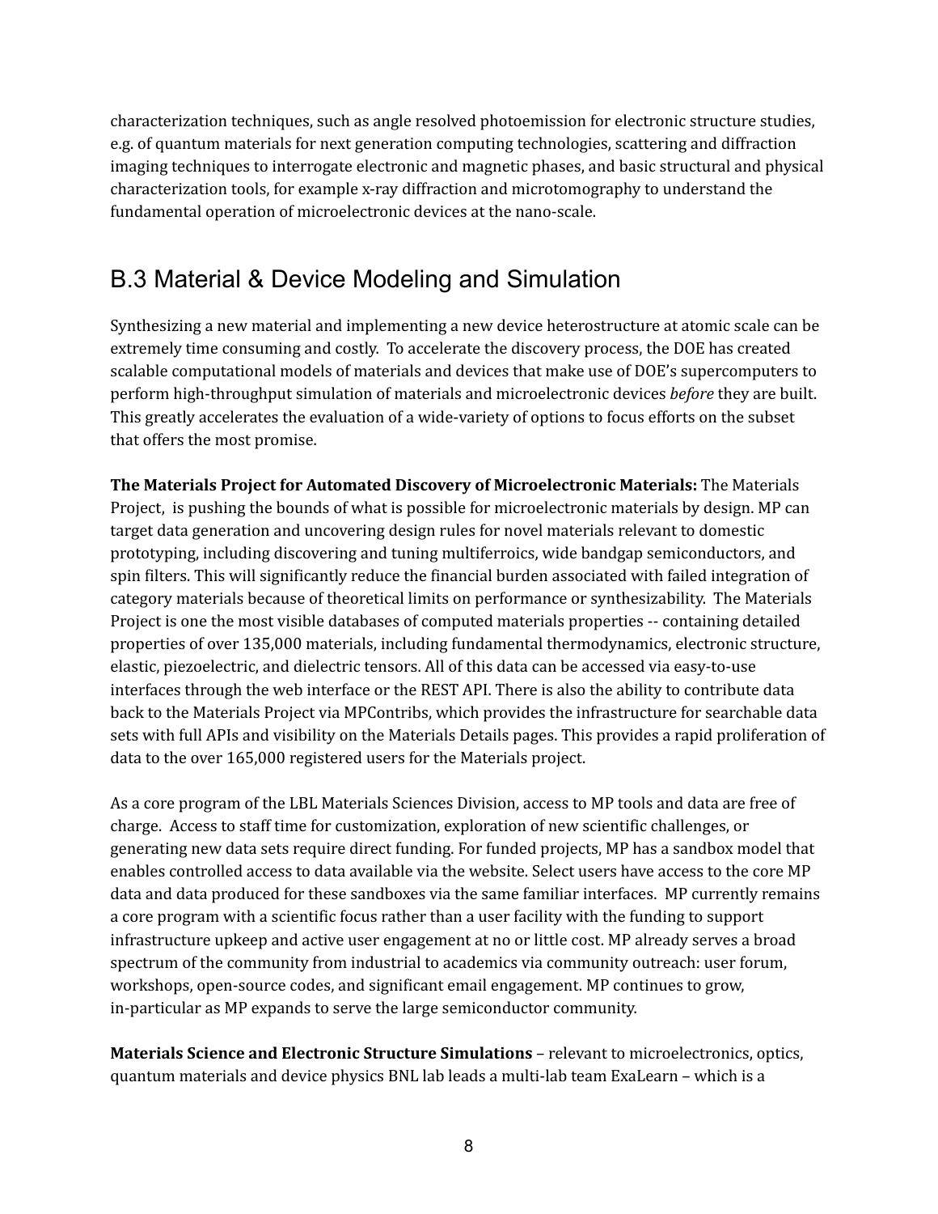characterization techniques, such as angle resolved photoemission for electronic structure studies, e.g. of quantum materials for next generation computing technologies, scattering and diffraction imaging techniques to interrogate electronic and magnetic phases, and basic structural and physical characterization tools, for example x-ray diffraction and microtomography to understand the fundamental operation of microelectronic devices at the nano-scale.

## B.3 Material & Device Modeling and Simulation

Synthesizing a new material and implementing a new device heterostructure at atomic scale can be extremely time consuming and costly. To accelerate the discovery process, the DOE has created scalable computational models of materials and devices that make use of DOE's supercomputers to perform high-throughput simulation of materials and microelectronic devices *before* they are built. This greatly accelerates the evaluation of a wide-variety of options to focus efforts on the subset that offers the most promise.

**The Materials Project for Automated Discovery of Microelectronic Materials:** The Materials Project, is pushing the bounds of what is possible for microelectronic materials by design. MP can target data generation and uncovering design rules for novel materials relevant to domestic prototyping, including discovering and tuning multiferroics, wide bandgap semiconductors, and spin filters. This will significantly reduce the financial burden associated with failed integration of category materials because of theoretical limits on performance or synthesizability. The Materials Project is one the most visible databases of computed materials properties -- containing detailed properties of over 135,000 materials, including fundamental thermodynamics, electronic structure, elastic, piezoelectric, and dielectric tensors. All of this data can be accessed via easy-to-use interfaces through the web interface or the REST API. There is also the ability to contribute data back to the Materials Project via MPContribs, which provides the infrastructure for searchable data sets with full APIs and visibility on the Materials Details pages. This provides a rapid proliferation of data to the over 165,000 registered users for the Materials project.

As a core program of the LBL Materials Sciences Division, access to MP tools and data are free of charge. Access to staff time for customization, exploration of new scientific challenges, or generating new data sets require direct funding. For funded projects, MP has a sandbox model that enables controlled access to data available via the website. Select users have access to the core MP data and data produced for these sandboxes via the same familiar interfaces. MP currently remains a core program with a scientific focus rather than a user facility with the funding to support infrastructure upkeep and active user engagement at no or little cost. MP already serves a broad spectrum of the community from industrial to academics via community outreach: user forum, workshops, open-source codes, and significant email engagement. MP continues to grow, in-particular as MP expands to serve the large semiconductor community.

**Materials Science and Electronic Structure Simulations** – relevant to microelectronics, optics, quantum materials and device physics BNL lab leads a multi-lab team ExaLearn – which is a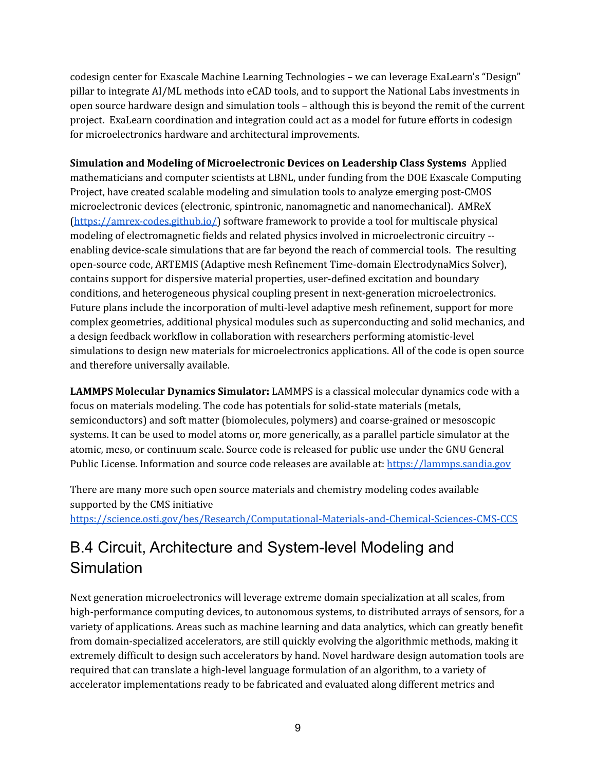codesign center for Exascale Machine Learning Technologies – we can leverage ExaLearn's "Design" pillar to integrate AI/ML methods into eCAD tools, and to support the National Labs investments in open source hardware design and simulation tools – although this is beyond the remit of the current project. ExaLearn coordination and integration could act as a model for future efforts in codesign for microelectronics hardware and architectural improvements.

**Simulation and Modeling of Microelectronic Devices on Leadership Class Systems** Applied mathematicians and computer scientists at LBNL, under funding from the DOE Exascale Computing Project, have created scalable modeling and simulation tools to analyze emerging post-CMOS microelectronic devices (electronic, spintronic, nanomagnetic and nanomechanical). AMReX ([https://amrex-codes.github.io/](https://amrex-codes.github.io/)) software framework to provide a tool for multiscale physical modeling of electromagnetic fields and related physics involved in microelectronic circuitry -- enabling device-scale simulations that are far beyond the reach of commercial tools. The resulting open-source code, ARTEMIS (Adaptive mesh Refinement Time-domain ElectrodynaMics Solver), contains support for dispersive material properties, user-defined excitation and boundary conditions, and heterogeneous physical coupling present in next-generation microelectronics. Future plans include the incorporation of multi-level adaptive mesh refinement, support for more complex geometries, additional physical modules such as superconducting and solid mechanics, and a design feedback workflow in collaboration with researchers performing atomistic-level simulations to design new materials for microelectronics applications. All of the code is open source and therefore universally available.

**LAMMPS Molecular Dynamics Simulator:** LAMMPS is a classical molecular dynamics code with a focus on materials modeling. The code has potentials for solid-state materials (metals, semiconductors) and soft matter (biomolecules, polymers) and coarse-grained or mesoscopic systems. It can be used to model atoms or, more generically, as a parallel particle simulator at the atomic, meso, or continuum scale. Source code is released for public use under the GNU General Public License. Information and source code releases are available at: [https://lammps.sandia.gov](https://lammps.sandia.gov)

There are many more such open source materials and chemistry modeling codes available supported by the CMS initiative
[https://science.osti.gov/bes/Research/Computational-Materials-and-Chemical-Sciences-CMS-CCS](https://science.osti.gov/bes/Research/Computational-Materials-and-Chemical-Sciences-CMS-CCS)

## B.4 Circuit, Architecture and System-level Modeling and Simulation

Next generation microelectronics will leverage extreme domain specialization at all scales, from high-performance computing devices, to autonomous systems, to distributed arrays of sensors, for a variety of applications. Areas such as machine learning and data analytics, which can greatly benefit from domain-specialized accelerators, are still quickly evolving the algorithmic methods, making it extremely difficult to design such accelerators by hand. Novel hardware design automation tools are required that can translate a high-level language formulation of an algorithm, to a variety of accelerator implementations ready to be fabricated and evaluated along different metrics and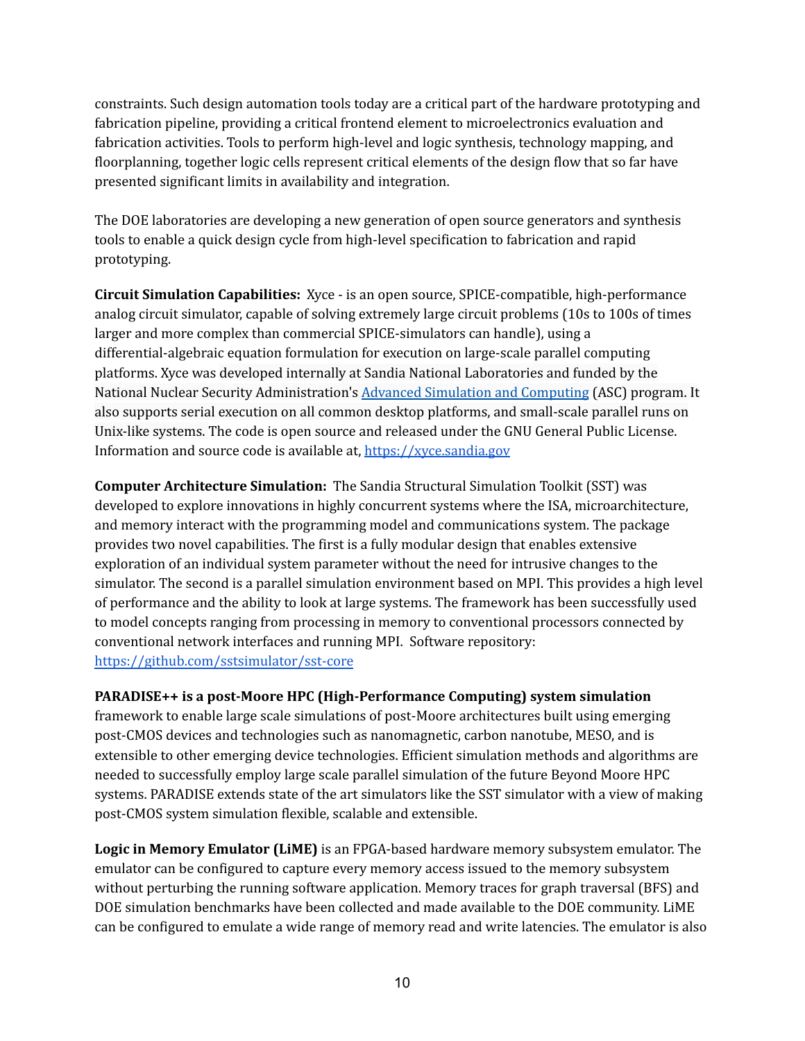constraints. Such design automation tools today are a critical part of the hardware prototyping and fabrication pipeline, providing a critical frontend element to microelectronics evaluation and fabrication activities. Tools to perform high-level and logic synthesis, technology mapping, and floorplanning, together logic cells represent critical elements of the design flow that so far have presented significant limits in availability and integration.

The DOE laboratories are developing a new generation of open source generators and synthesis tools to enable a quick design cycle from high-level specification to fabrication and rapid prototyping.

**Circuit Simulation Capabilities:** Xyce - is an open source, SPICE-compatible, high-performance analog circuit simulator, capable of solving extremely large circuit problems (10s to 100s of times larger and more complex than commercial SPICE-simulators can handle), using a differential-algebraic equation formulation for execution on large-scale parallel computing platforms. Xyce was developed internally at Sandia National Laboratories and funded by the National Nuclear Security Administration's [Advanced Simulation and Computing](#) (ASC) program. It also supports serial execution on all common desktop platforms, and small-scale parallel runs on Unix-like systems. The code is open source and released under the GNU General Public License. Information and source code is available at, [https://xyce.sandia.gov](https://xyce.sandia.gov)

**Computer Architecture Simulation:** The Sandia Structural Simulation Toolkit (SST) was developed to explore innovations in highly concurrent systems where the ISA, microarchitecture, and memory interact with the programming model and communications system. The package provides two novel capabilities. The first is a fully modular design that enables extensive exploration of an individual system parameter without the need for intrusive changes to the simulator. The second is a parallel simulation environment based on MPI. This provides a high level of performance and the ability to look at large systems. The framework has been successfully used to model concepts ranging from processing in memory to conventional processors connected by conventional network interfaces and running MPI. Software repository: [https://github.com/sstsimulator/sst-core](https://github.com/sstsimulator/sst-core)

**PARADISE++ is a post-Moore HPC (High-Performance Computing) system simulation** framework to enable large scale simulations of post-Moore architectures built using emerging post-CMOS devices and technologies such as nanomagnetic, carbon nanotube, MESO, and is extensible to other emerging device technologies. Efficient simulation methods and algorithms are needed to successfully employ large scale parallel simulation of the future Beyond Moore HPC systems. PARADISE extends state of the art simulators like the SST simulator with a view of making post-CMOS system simulation flexible, scalable and extensible.

**Logic in Memory Emulator (LiME)** is an FPGA-based hardware memory subsystem emulator. The emulator can be configured to capture every memory access issued to the memory subsystem without perturbing the running software application. Memory traces for graph traversal (BFS) and DOE simulation benchmarks have been collected and made available to the DOE community. LiME can be configured to emulate a wide range of memory read and write latencies. The emulator is also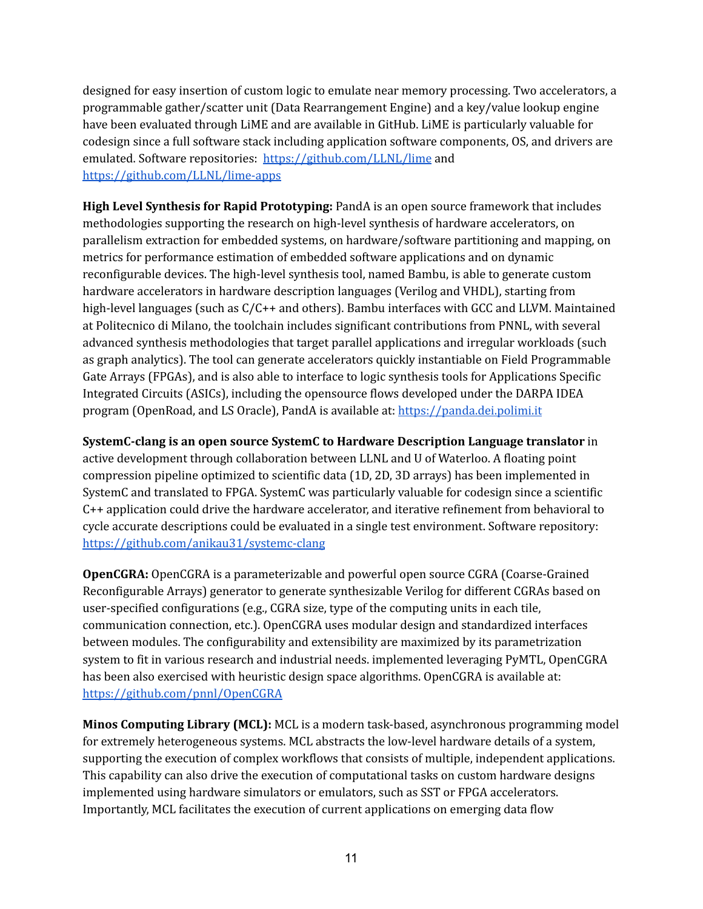designed for easy insertion of custom logic to emulate near memory processing. Two accelerators, a programmable gather/scatter unit (Data Rearrangement Engine) and a key/value lookup engine have been evaluated through LiME and are available in GitHub. LiME is particularly valuable for codesign since a full software stack including application software components, OS, and drivers are emulated. Software repositories: https://github.com/LLNL/lime and https://github.com/LLNL/lime-apps

**High Level Synthesis for Rapid Prototyping:** PandA is an open source framework that includes methodologies supporting the research on high-level synthesis of hardware accelerators, on parallelism extraction for embedded systems, on hardware/software partitioning and mapping, on metrics for performance estimation of embedded software applications and on dynamic reconfigurable devices. The high-level synthesis tool, named Bambu, is able to generate custom hardware accelerators in hardware description languages (Verilog and VHDL), starting from high-level languages (such as C/C++ and others). Bambu interfaces with GCC and LLVM. Maintained at Politecnico di Milano, the toolchain includes significant contributions from PNNL, with several advanced synthesis methodologies that target parallel applications and irregular workloads (such as graph analytics). The tool can generate accelerators quickly instantiable on Field Programmable Gate Arrays (FPGAs), and is also able to interface to logic synthesis tools for Applications Specific Integrated Circuits (ASICs), including the opensource flows developed under the DARPA IDEA program (OpenRoad, and LS Oracle), PandA is available at: https://panda.dei.polimi.it

**SystemC-clang is an open source SystemC to Hardware Description Language translator** in active development through collaboration between LLNL and U of Waterloo. A floating point compression pipeline optimized to scientific data (1D, 2D, 3D arrays) has been implemented in SystemC and translated to FPGA. SystemC was particularly valuable for codesign since a scientific C++ application could drive the hardware accelerator, and iterative refinement from behavioral to cycle accurate descriptions could be evaluated in a single test environment. Software repository: https://github.com/anikau31/systemc-clang

**OpenCGRA:** OpenCGRA is a parameterizable and powerful open source CGRA (Coarse-Grained Reconfigurable Arrays) generator to generate synthesizable Verilog for different CGRAs based on user-specified configurations (e.g., CGRA size, type of the computing units in each tile, communication connection, etc.). OpenCGRA uses modular design and standardized interfaces between modules. The configurability and extensibility are maximized by its parametrization system to fit in various research and industrial needs. implemented leveraging PyMTL, OpenCGRA has been also exercised with heuristic design space algorithms. OpenCGRA is available at: https://github.com/pnnl/OpenCGRA

**Minos Computing Library (MCL):** MCL is a modern task-based, asynchronous programming model for extremely heterogeneous systems. MCL abstracts the low-level hardware details of a system, supporting the execution of complex workflows that consists of multiple, independent applications. This capability can also drive the execution of computational tasks on custom hardware designs implemented using hardware simulators or emulators, such as SST or FPGA accelerators. Importantly, MCL facilitates the execution of current applications on emerging data flow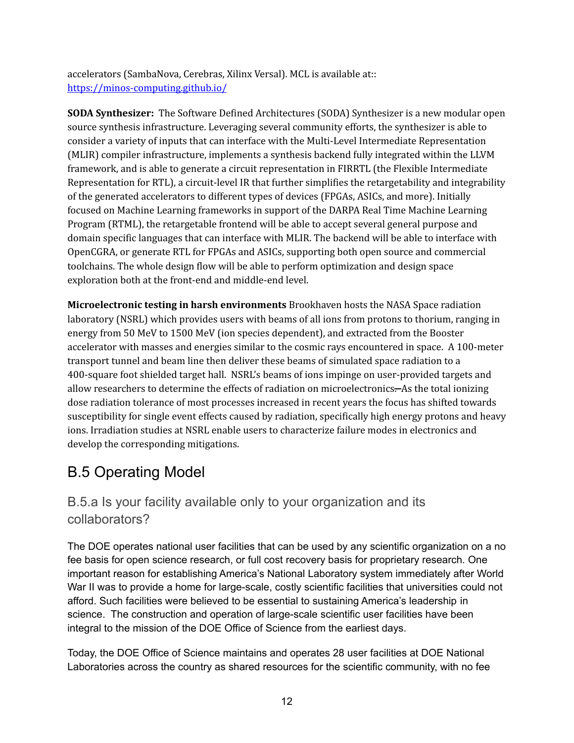accelerators (SambaNova, Cerebras, Xilinx Versal). MCL is available at:: https://minos-computing.github.io/

**SODA Synthesizer:** The Software Defined Architectures (SODA) Synthesizer is a new modular open source synthesis infrastructure. Leveraging several community efforts, the synthesizer is able to consider a variety of inputs that can interface with the Multi-Level Intermediate Representation (MLIR) compiler infrastructure, implements a synthesis backend fully integrated within the LLVM framework, and is able to generate a circuit representation in FIRRTL (the Flexible Intermediate Representation for RTL), a circuit-level IR that further simplifies the retargetability and integrability of the generated accelerators to different types of devices (FPGAs, ASICs, and more). Initially focused on Machine Learning frameworks in support of the DARPA Real Time Machine Learning Program (RTML), the retargetable frontend will be able to accept several general purpose and domain specific languages that can interface with MLIR. The backend will be able to interface with OpenCGRA, or generate RTL for FPGAs and ASICs, supporting both open source and commercial toolchains. The whole design flow will be able to perform optimization and design space exploration both at the front-end and middle-end level.

**Microelectronic testing in harsh environments** Brookhaven hosts the NASA Space radiation laboratory (NSRL) which provides users with beams of all ions from protons to thorium, ranging in energy from 50 MeV to 1500 MeV (ion species dependent), and extracted from the Booster accelerator with masses and energies similar to the cosmic rays encountered in space. A 100-meter transport tunnel and beam line then deliver these beams of simulated space radiation to a 400-square foot shielded target hall. NSRL's beams of ions impinge on user-provided targets and allow researchers to determine the effects of radiation on microelectronics. As the total ionizing dose radiation tolerance of most processes increased in recent years the focus has shifted towards susceptibility for single event effects caused by radiation, specifically high energy protons and heavy ions. Irradiation studies at NSRL enable users to characterize failure modes in electronics and develop the corresponding mitigations.

## B.5 Operating Model

### B.5.a Is your facility available only to your organization and its collaborators?

The DOE operates national user facilities that can be used by any scientific organization on a no fee basis for open science research, or full cost recovery basis for proprietary research. One important reason for establishing America's National Laboratory system immediately after World War II was to provide a home for large-scale, costly scientific facilities that universities could not afford. Such facilities were believed to be essential to sustaining America's leadership in science. The construction and operation of large-scale scientific user facilities have been integral to the mission of the DOE Office of Science from the earliest days.

Today, the DOE Office of Science maintains and operates 28 user facilities at DOE National Laboratories across the country as shared resources for the scientific community, with no fee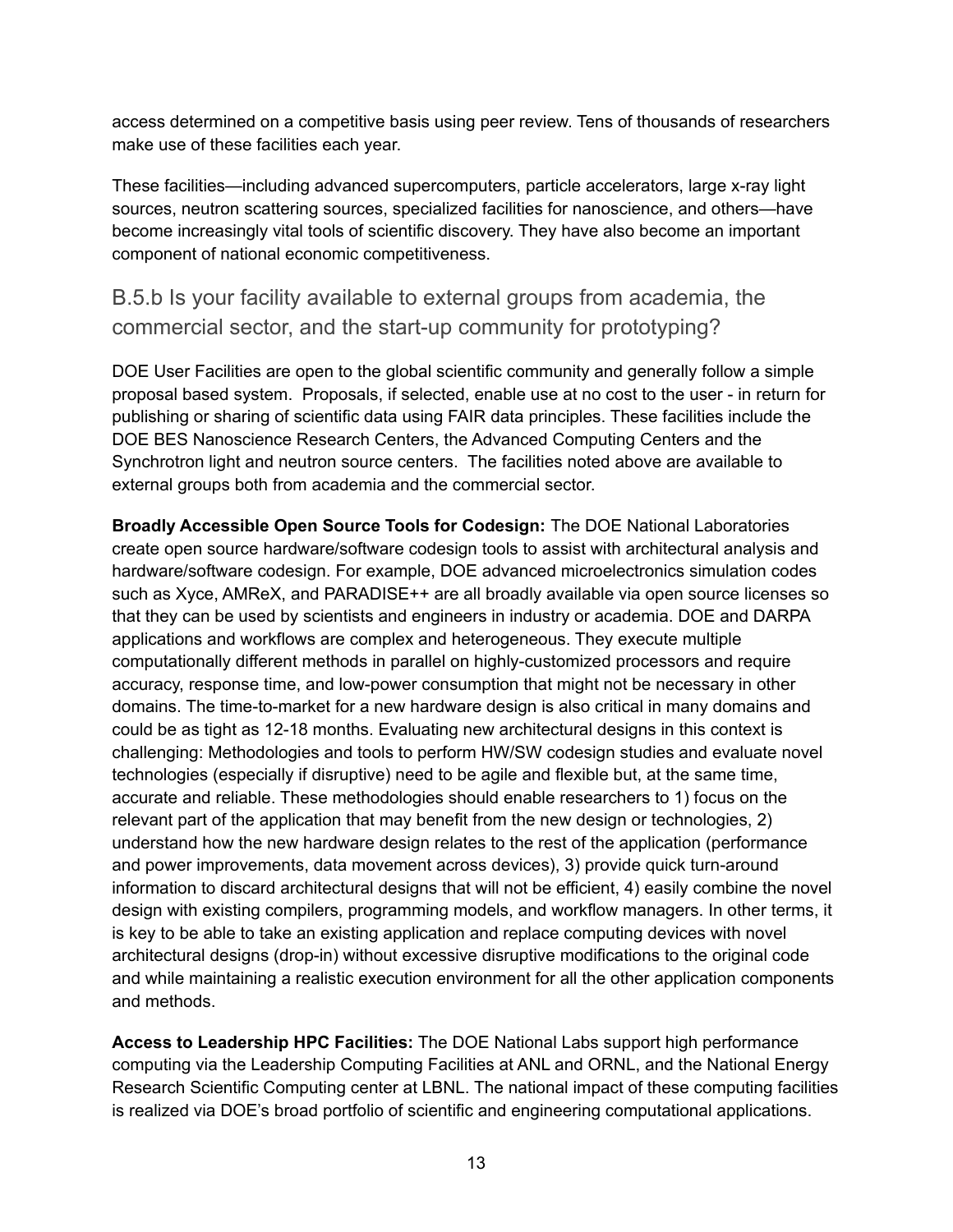access determined on a competitive basis using peer review. Tens of thousands of researchers make use of these facilities each year.

These facilities—including advanced supercomputers, particle accelerators, large x-ray light sources, neutron scattering sources, specialized facilities for nanoscience, and others—have become increasingly vital tools of scientific discovery. They have also become an important component of national economic competitiveness.

### B.5.b Is your facility available to external groups from academia, the commercial sector, and the start-up community for prototyping?

DOE User Facilities are open to the global scientific community and generally follow a simple proposal based system. Proposals, if selected, enable use at no cost to the user - in return for publishing or sharing of scientific data using FAIR data principles. These facilities include the DOE BES Nanoscience Research Centers, the Advanced Computing Centers and the Synchrotron light and neutron source centers. The facilities noted above are available to external groups both from academia and the commercial sector.

**Broadly Accessible Open Source Tools for Codesign:** The DOE National Laboratories create open source hardware/software codesign tools to assist with architectural analysis and hardware/software codesign. For example, DOE advanced microelectronics simulation codes such as Xyce, AMReX, and PARADISE++ are all broadly available via open source licenses so that they can be used by scientists and engineers in industry or academia. DOE and DARPA applications and workflows are complex and heterogeneous. They execute multiple computationally different methods in parallel on highly-customized processors and require accuracy, response time, and low-power consumption that might not be necessary in other domains. The time-to-market for a new hardware design is also critical in many domains and could be as tight as 12-18 months. Evaluating new architectural designs in this context is challenging: Methodologies and tools to perform HW/SW codesign studies and evaluate novel technologies (especially if disruptive) need to be agile and flexible but, at the same time, accurate and reliable. These methodologies should enable researchers to 1) focus on the relevant part of the application that may benefit from the new design or technologies, 2) understand how the new hardware design relates to the rest of the application (performance and power improvements, data movement across devices), 3) provide quick turn-around information to discard architectural designs that will not be efficient, 4) easily combine the novel design with existing compilers, programming models, and workflow managers. In other terms, it is key to be able to take an existing application and replace computing devices with novel architectural designs (drop-in) without excessive disruptive modifications to the original code and while maintaining a realistic execution environment for all the other application components and methods.

**Access to Leadership HPC Facilities:** The DOE National Labs support high performance computing via the Leadership Computing Facilities at ANL and ORNL, and the National Energy Research Scientific Computing center at LBNL. The national impact of these computing facilities is realized via DOE's broad portfolio of scientific and engineering computational applications.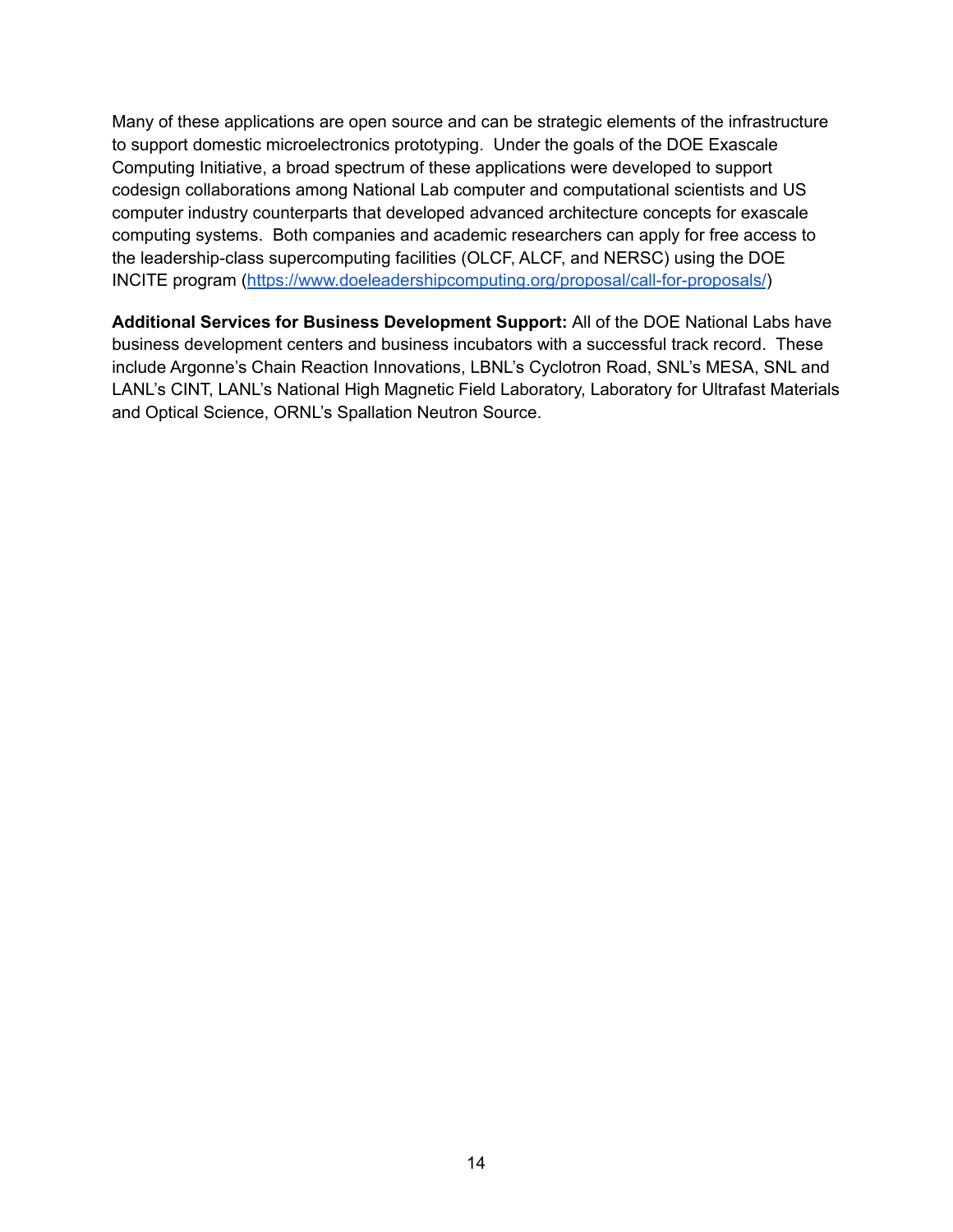Many of these applications are open source and can be strategic elements of the infrastructure to support domestic microelectronics prototyping.  Under the goals of the DOE Exascale Computing Initiative, a broad spectrum of these applications were developed to support codesign collaborations among National Lab computer and computational scientists and US computer industry counterparts that developed advanced architecture concepts for exascale computing systems.  Both companies and academic researchers can apply for free access to the leadership-class supercomputing facilities (OLCF, ALCF, and NERSC) using the DOE INCITE program ([https://www.doeleadershipcomputing.org/proposal/call-for-proposals/](https://www.doeleadershipcomputing.org/proposal/call-for-proposals/))

**Additional Services for Business Development Support:** All of the DOE National Labs have business development centers and business incubators with a successful track record.  These include Argonne's Chain Reaction Innovations, LBNL's Cyclotron Road, SNL's MESA, SNL and LANL's CINT, LANL's National High Magnetic Field Laboratory, Laboratory for Ultrafast Materials and Optical Science, ORNL's Spallation Neutron Source.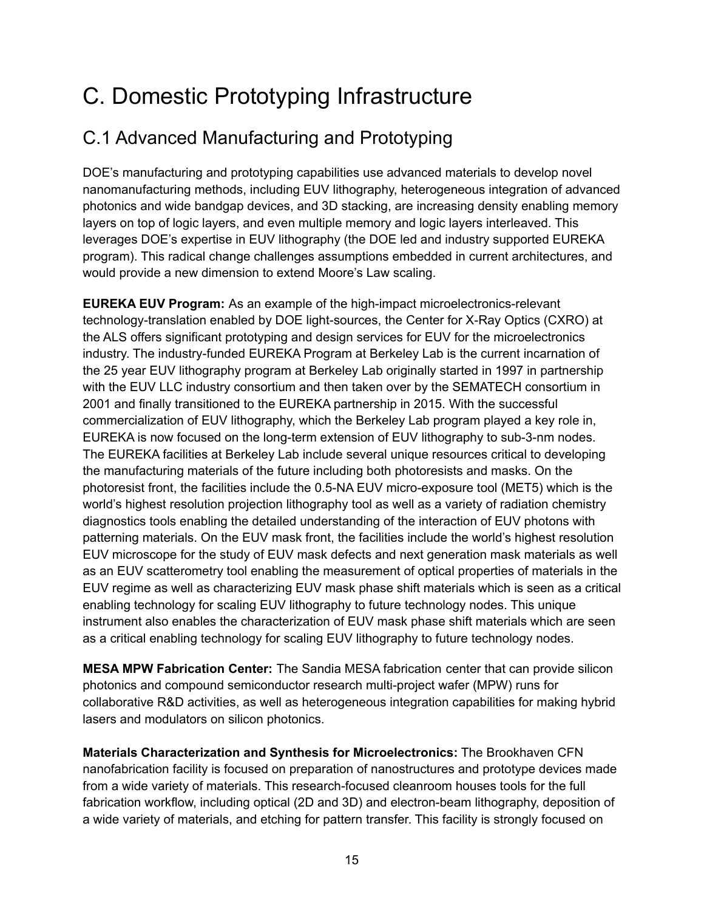# C. Domestic Prototyping Infrastructure

## C.1 Advanced Manufacturing and Prototyping

DOE's manufacturing and prototyping capabilities use advanced materials to develop novel nanomanufacturing methods, including EUV lithography, heterogeneous integration of advanced photonics and wide bandgap devices, and 3D stacking, are increasing density enabling memory layers on top of logic layers, and even multiple memory and logic layers interleaved. This leverages DOE's expertise in EUV lithography (the DOE led and industry supported EUREKA program). This radical change challenges assumptions embedded in current architectures, and would provide a new dimension to extend Moore's Law scaling.

**EUREKA EUV Program:** As an example of the high-impact microelectronics-relevant technology-translation enabled by DOE light-sources, the Center for X-Ray Optics (CXRO) at the ALS offers significant prototyping and design services for EUV for the microelectronics industry. The industry-funded EUREKA Program at Berkeley Lab is the current incarnation of the 25 year EUV lithography program at Berkeley Lab originally started in 1997 in partnership with the EUV LLC industry consortium and then taken over by the SEMATECH consortium in 2001 and finally transitioned to the EUREKA partnership in 2015. With the successful commercialization of EUV lithography, which the Berkeley Lab program played a key role in, EUREKA is now focused on the long-term extension of EUV lithography to sub-3-nm nodes. The EUREKA facilities at Berkeley Lab include several unique resources critical to developing the manufacturing materials of the future including both photoresists and masks. On the photoresist front, the facilities include the 0.5-NA EUV micro-exposure tool (MET5) which is the world's highest resolution projection lithography tool as well as a variety of radiation chemistry diagnostics tools enabling the detailed understanding of the interaction of EUV photons with patterning materials. On the EUV mask front, the facilities include the world's highest resolution EUV microscope for the study of EUV mask defects and next generation mask materials as well as an EUV scatterometry tool enabling the measurement of optical properties of materials in the EUV regime as well as characterizing EUV mask phase shift materials which is seen as a critical enabling technology for scaling EUV lithography to future technology nodes. This unique instrument also enables the characterization of EUV mask phase shift materials which are seen as a critical enabling technology for scaling EUV lithography to future technology nodes.

**MESA MPW Fabrication Center:** The Sandia MESA fabrication center that can provide silicon photonics and compound semiconductor research multi-project wafer (MPW) runs for collaborative R&D activities, as well as heterogeneous integration capabilities for making hybrid lasers and modulators on silicon photonics.

**Materials Characterization and Synthesis for Microelectronics:** The Brookhaven CFN nanofabrication facility is focused on preparation of nanostructures and prototype devices made from a wide variety of materials. This research-focused cleanroom houses tools for the full fabrication workflow, including optical (2D and 3D) and electron-beam lithography, deposition of a wide variety of materials, and etching for pattern transfer. This facility is strongly focused on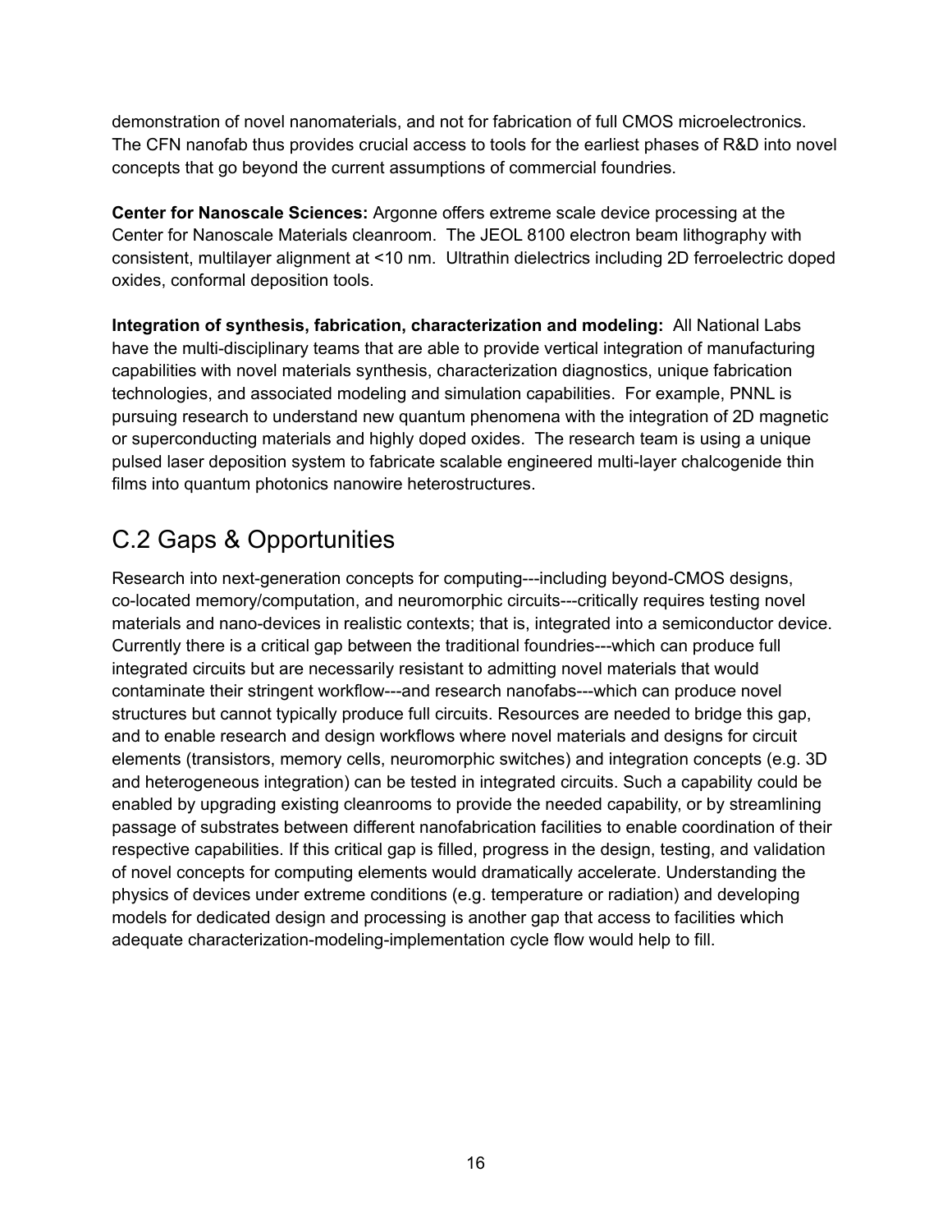demonstration of novel nanomaterials, and not for fabrication of full CMOS microelectronics. The CFN nanofab thus provides crucial access to tools for the earliest phases of R&D into novel concepts that go beyond the current assumptions of commercial foundries.

**Center for Nanoscale Sciences:** Argonne offers extreme scale device processing at the Center for Nanoscale Materials cleanroom. The JEOL 8100 electron beam lithography with consistent, multilayer alignment at <10 nm. Ultrathin dielectrics including 2D ferroelectric doped oxides, conformal deposition tools.

**Integration of synthesis, fabrication, characterization and modeling:** All National Labs have the multi-disciplinary teams that are able to provide vertical integration of manufacturing capabilities with novel materials synthesis, characterization diagnostics, unique fabrication technologies, and associated modeling and simulation capabilities. For example, PNNL is pursuing research to understand new quantum phenomena with the integration of 2D magnetic or superconducting materials and highly doped oxides. The research team is using a unique pulsed laser deposition system to fabricate scalable engineered multi-layer chalcogenide thin films into quantum photonics nanowire heterostructures.

## C.2 Gaps & Opportunities

Research into next-generation concepts for computing---including beyond-CMOS designs, co-located memory/computation, and neuromorphic circuits---critically requires testing novel materials and nano-devices in realistic contexts; that is, integrated into a semiconductor device. Currently there is a critical gap between the traditional foundries---which can produce full integrated circuits but are necessarily resistant to admitting novel materials that would contaminate their stringent workflow---and research nanofabs---which can produce novel structures but cannot typically produce full circuits. Resources are needed to bridge this gap, and to enable research and design workflows where novel materials and designs for circuit elements (transistors, memory cells, neuromorphic switches) and integration concepts (e.g. 3D and heterogeneous integration) can be tested in integrated circuits. Such a capability could be enabled by upgrading existing cleanrooms to provide the needed capability, or by streamlining passage of substrates between different nanofabrication facilities to enable coordination of their respective capabilities. If this critical gap is filled, progress in the design, testing, and validation of novel concepts for computing elements would dramatically accelerate. Understanding the physics of devices under extreme conditions (e.g. temperature or radiation) and developing models for dedicated design and processing is another gap that access to facilities which adequate characterization-modeling-implementation cycle flow would help to fill.